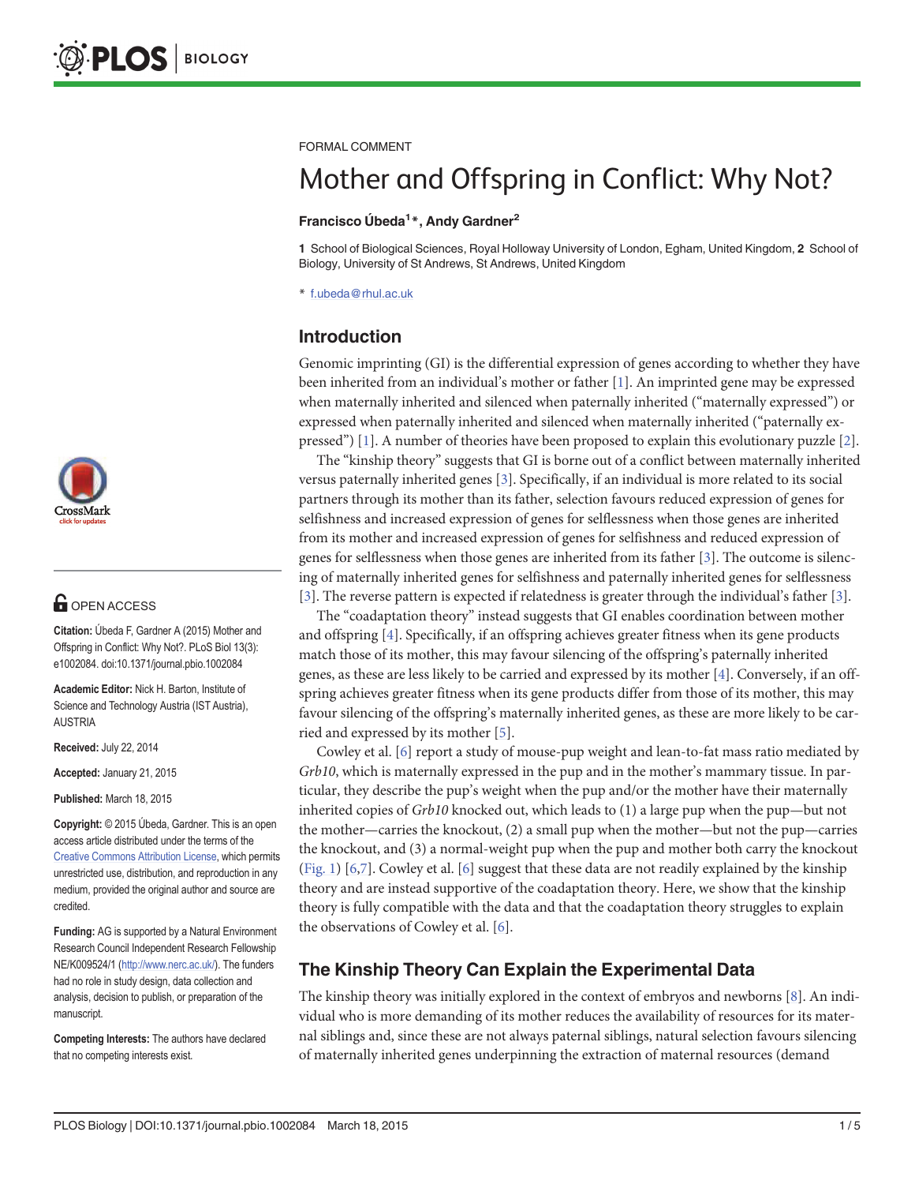FORMAL COMMENT

# Mother and Offspring in Conflict: Why Not?

**Francisco Úbeda[1]*, Andy Gardner[2]**

**1** School of Biological Sciences, Royal Holloway University of London, Egham, United Kingdom, **2** School of Biology, University of St Andrews, St Andrews, United Kingdom

* f.ubeda@rhul.ac.uk

OPEN ACCESS

**Citation:** Úbeda F, Gardner A (2015) Mother and Offspring in Conflict: Why Not?. PLoS Biol 13(3): e1002084. doi:10.1371/journal.pbio.1002084

**Academic Editor:** Nick H. Barton, Institute of Science and Technology Austria (IST Austria), AUSTRIA

**Received:** July 22, 2014

**Accepted:** January 21, 2015

**Published:** March 18, 2015

**Copyright:** © 2015 Úbeda, Gardner. This is an open access article distributed under the terms of the Creative Commons Attribution License, which permits unrestricted use, distribution, and reproduction in any medium, provided the original author and source are credited.

**Funding:** AG is supported by a Natural Environment Research Council Independent Research Fellowship NE/K009524/1 (http://www.nerc.ac.uk/). The funders had no role in study design, data collection and analysis, decision to publish, or preparation of the manuscript.

**Competing Interests:** The authors have declared that no competing interests exist.

## Introduction

Genomic imprinting (GI) is the differential expression of genes according to whether they have been inherited from an individual's mother or father [1]. An imprinted gene may be expressed when maternally inherited and silenced when paternally inherited ("maternally expressed") or expressed when paternally inherited and silenced when maternally inherited ("paternally expressed") [1]. A number of theories have been proposed to explain this evolutionary puzzle [2].

The "kinship theory" suggests that GI is borne out of a conflict between maternally inherited versus paternally inherited genes [3]. Specifically, if an individual is more related to its social partners through its mother than its father, selection favours reduced expression of genes for selfishness and increased expression of genes for selflessness when those genes are inherited from its mother and increased expression of genes for selfishness and reduced expression of genes for selflessness when those genes are inherited from its father [3]. The outcome is silencing of maternally inherited genes for selfishness and paternally inherited genes for selflessness [3]. The reverse pattern is expected if relatedness is greater through the individual's father [3].

The "coadaptation theory" instead suggests that GI enables coordination between mother and offspring [4]. Specifically, if an offspring achieves greater fitness when its gene products match those of its mother, this may favour silencing of the offspring's paternally inherited genes, as these are less likely to be carried and expressed by its mother [4]. Conversely, if an offspring achieves greater fitness when its gene products differ from those of its mother, this may favour silencing of the offspring's maternally inherited genes, as these are more likely to be carried and expressed by its mother [5].

Cowley et al. [6] report a study of mouse-pup weight and lean-to-fat mass ratio mediated by *Grb10*, which is maternally expressed in the pup and in the mother's mammary tissue. In particular, they describe the pup's weight when the pup and/or the mother have their maternally inherited copies of *Grb10* knocked out, which leads to (1) a large pup when the pup—but not the mother—carries the knockout, (2) a small pup when the mother—but not the pup—carries the knockout, and (3) a normal-weight pup when the pup and mother both carry the knockout (Fig. 1) [6,7]. Cowley et al. [6] suggest that these data are not readily explained by the kinship theory and are instead supportive of the coadaptation theory. Here, we show that the kinship theory is fully compatible with the data and that the coadaptation theory struggles to explain the observations of Cowley et al. [6].

## The Kinship Theory Can Explain the Experimental Data

The kinship theory was initially explored in the context of embryos and newborns [8]. An individual who is more demanding of its mother reduces the availability of resources for its maternal siblings and, since these are not always paternal siblings, natural selection favours silencing of maternally inherited genes underpinning the extraction of maternal resources (demand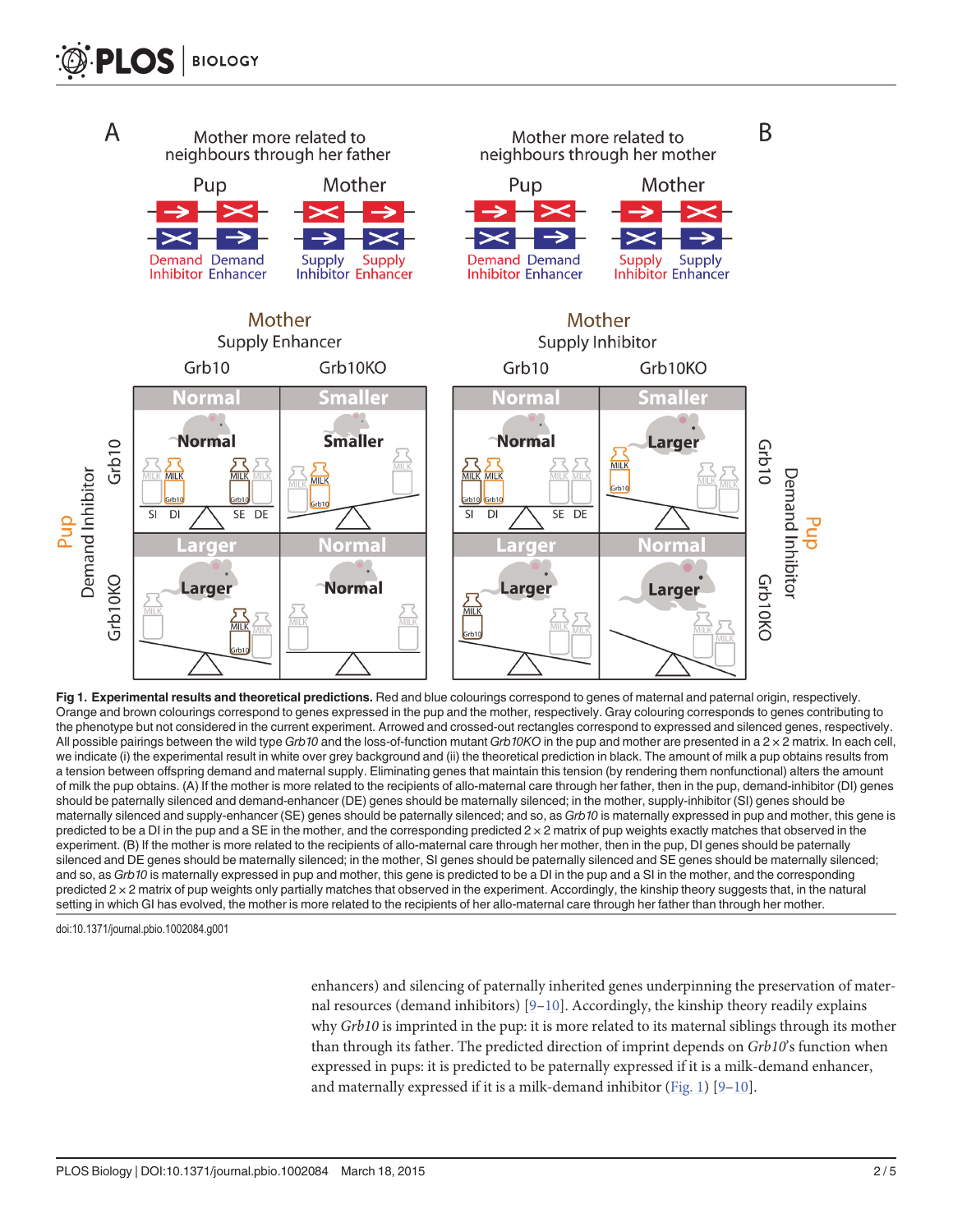**Fig 1. Experimental results and theoretical predictions.** Red and blue colourings correspond to genes of maternal and paternal origin, respectively. Orange and brown colourings correspond to genes expressed in the pup and the mother, respectively. Gray colouring corresponds to genes contributing to the phenotype but not considered in the current experiment. Arrowed and crossed-out rectangles correspond to expressed and silenced genes, respectively. All possible pairings between the wild type *Grb10* and the loss-of-function mutant *Grb10KO* in the pup and mother are presented in a 2 × 2 matrix. In each cell, we indicate (i) the experimental result in white over grey background and (ii) the theoretical prediction in black. The amount of milk a pup obtains results from a tension between offspring demand and maternal supply. Eliminating genes that maintain this tension (by rendering them nonfunctional) alters the amount of milk the pup obtains. (A) If the mother is more related to the recipients of allo-maternal care through her father, then in the pup, demand-inhibitor (DI) genes should be paternally silenced and demand-enhancer (DE) genes should be maternally silenced; in the mother, supply-inhibitor (SI) genes should be maternally silenced and supply-enhancer (SE) genes should be paternally silenced; and so, as *Grb10* is maternally expressed in pup and mother, this gene is predicted to be a DI in the pup and a SE in the mother, and the corresponding predicted 2 × 2 matrix of pup weights exactly matches that observed in the experiment. (B) If the mother is more related to the recipients of allo-maternal care through her mother, then in the pup, DI genes should be paternally silenced and DE genes should be maternally silenced; in the mother, SI genes should be paternally silenced and SE genes should be maternally silenced; and so, as *Grb10* is maternally expressed in pup and mother, this gene is predicted to be a DI in the pup and a SI in the mother, and the corresponding predicted 2 × 2 matrix of pup weights only partially matches that observed in the experiment. Accordingly, the kinship theory suggests that, in the natural setting in which GI has evolved, the mother is more related to the recipients of her allo-maternal care through her father than through her mother.

doi:10.1371/journal.pbio.1002084.g001

enhancers) and silencing of paternally inherited genes underpinning the preservation of maternal resources (demand inhibitors) [9–10]. Accordingly, the kinship theory readily explains why *Grb10* is imprinted in the pup: it is more related to its maternal siblings through its mother than through its father. The predicted direction of imprint depends on *Grb10*'s function when expressed in pups: it is predicted to be paternally expressed if it is a milk-demand enhancer, and maternally expressed if it is a milk-demand inhibitor (Fig. 1) [9–10].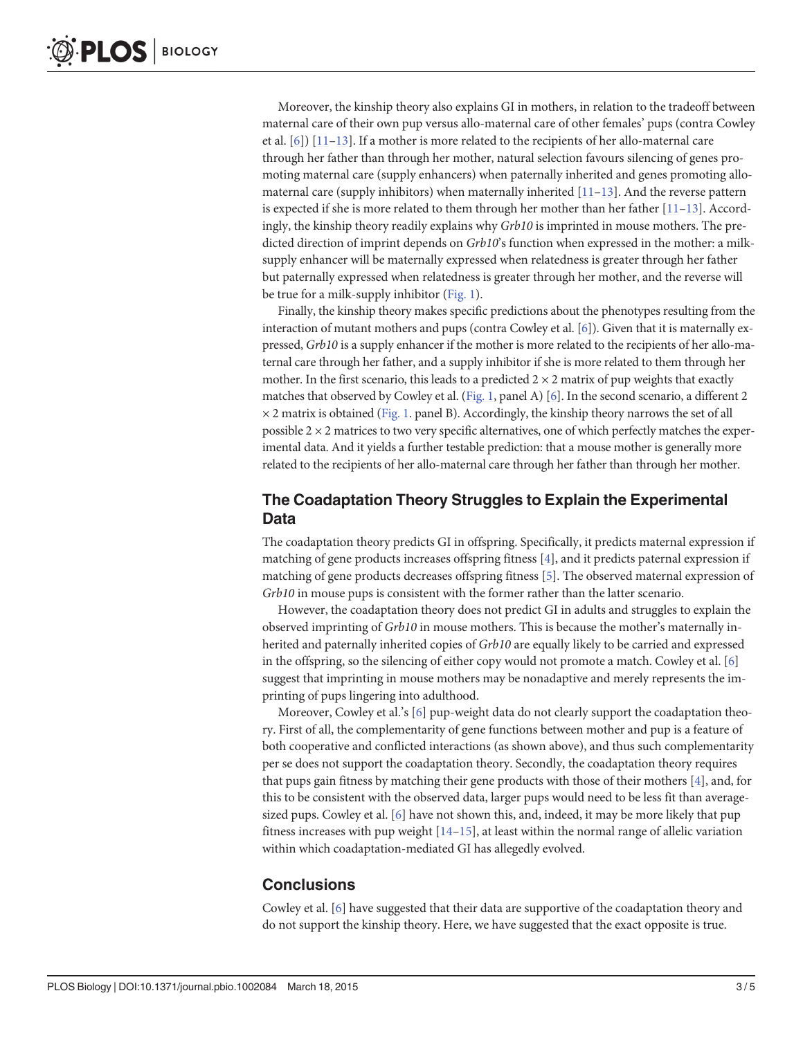Moreover, the kinship theory also explains GI in mothers, in relation to the tradeoff between maternal care of their own pup versus allo-maternal care of other females' pups (contra Cowley et al. [6]) [11–13]. If a mother is more related to the recipients of her allo-maternal care through her father than through her mother, natural selection favours silencing of genes promoting maternal care (supply enhancers) when paternally inherited and genes promoting allo-maternal care (supply inhibitors) when maternally inherited [11–13]. And the reverse pattern is expected if she is more related to them through her mother than her father [11–13]. Accordingly, the kinship theory readily explains why *Grb10* is imprinted in mouse mothers. The predicted direction of imprint depends on *Grb10*'s function when expressed in the mother: a milk-supply enhancer will be maternally expressed when relatedness is greater through her father but paternally expressed when relatedness is greater through her mother, and the reverse will be true for a milk-supply inhibitor (Fig. 1).

Finally, the kinship theory makes specific predictions about the phenotypes resulting from the interaction of mutant mothers and pups (contra Cowley et al. [6]). Given that it is maternally expressed, *Grb10* is a supply enhancer if the mother is more related to the recipients of her allo-maternal care through her father, and a supply inhibitor if she is more related to them through her mother. In the first scenario, this leads to a predicted $2 \times 2$ matrix of pup weights that exactly matches that observed by Cowley et al. (Fig. 1, panel A) [6]. In the second scenario, a different $2 \times 2$ matrix is obtained (Fig. 1. panel B). Accordingly, the kinship theory narrows the set of all possible $2 \times 2$ matrices to two very specific alternatives, one of which perfectly matches the experimental data. And it yields a further testable prediction: that a mouse mother is generally more related to the recipients of her allo-maternal care through her father than through her mother.

## The Coadaptation Theory Struggles to Explain the Experimental Data

The coadaptation theory predicts GI in offspring. Specifically, it predicts maternal expression if matching of gene products increases offspring fitness [4], and it predicts paternal expression if matching of gene products decreases offspring fitness [5]. The observed maternal expression of *Grb10* in mouse pups is consistent with the former rather than the latter scenario.

However, the coadaptation theory does not predict GI in adults and struggles to explain the observed imprinting of *Grb10* in mouse mothers. This is because the mother's maternally inherited and paternally inherited copies of *Grb10* are equally likely to be carried and expressed in the offspring, so the silencing of either copy would not promote a match. Cowley et al. [6] suggest that imprinting in mouse mothers may be nonadaptive and merely represents the imprinting of pups lingering into adulthood.

Moreover, Cowley et al.'s [6] pup-weight data do not clearly support the coadaptation theory. First of all, the complementarity of gene functions between mother and pup is a feature of both cooperative and conflicted interactions (as shown above), and thus such complementarity per se does not support the coadaptation theory. Secondly, the coadaptation theory requires that pups gain fitness by matching their gene products with those of their mothers [4], and, for this to be consistent with the observed data, larger pups would need to be less fit than average-sized pups. Cowley et al. [6] have not shown this, and, indeed, it may be more likely that pup fitness increases with pup weight [14–15], at least within the normal range of allelic variation within which coadaptation-mediated GI has allegedly evolved.

## Conclusions

Cowley et al. [6] have suggested that their data are supportive of the coadaptation theory and do not support the kinship theory. Here, we have suggested that the exact opposite is true.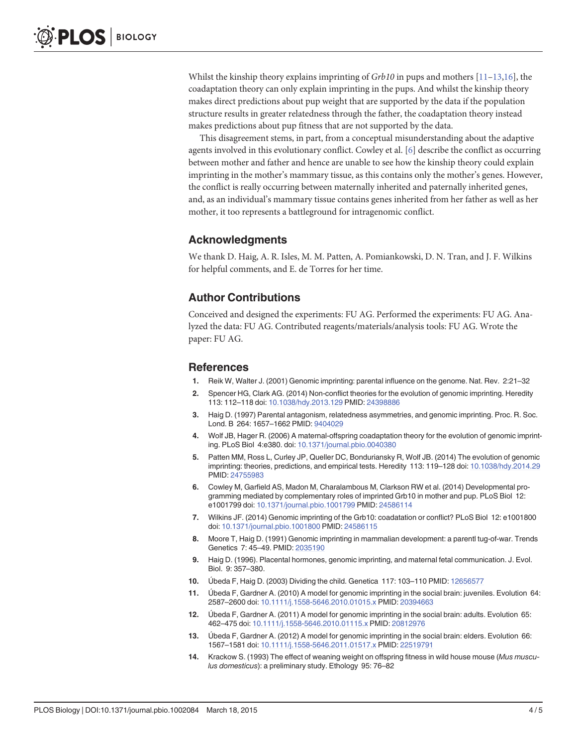Whilst the kinship theory explains imprinting of *Grb10* in pups and mothers [11–13,16], the coadaptation theory can only explain imprinting in the pups. And whilst the kinship theory makes direct predictions about pup weight that are supported by the data if the population structure results in greater relatedness through the father, the coadaptation theory instead makes predictions about pup fitness that are not supported by the data.

This disagreement stems, in part, from a conceptual misunderstanding about the adaptive agents involved in this evolutionary conflict. Cowley et al. [6] describe the conflict as occurring between mother and father and hence are unable to see how the kinship theory could explain imprinting in the mother's mammary tissue, as this contains only the mother's genes. However, the conflict is really occurring between maternally inherited and paternally inherited genes, and, as an individual's mammary tissue contains genes inherited from her father as well as her mother, it too represents a battleground for intragenomic conflict.

## Acknowledgments

We thank D. Haig, A. R. Isles, M. M. Patten, A. Pomiankowski, D. N. Tran, and J. F. Wilkins for helpful comments, and E. de Torres for her time.

## Author Contributions

Conceived and designed the experiments: FU AG. Performed the experiments: FU AG. Analyzed the data: FU AG. Contributed reagents/materials/analysis tools: FU AG. Wrote the paper: FU AG.

## References

1. Reik W, Walter J. (2001) Genomic imprinting: parental influence on the genome. Nat. Rev. 2:21–32
2. Spencer HG, Clark AG. (2014) Non-conflict theories for the evolution of genomic imprinting. Heredity 113: 112–118 doi: 10.1038/hdy.2013.129 PMID: 24398886
3. Haig D. (1997) Parental antagonism, relatedness asymmetries, and genomic imprinting. Proc. R. Soc. Lond. B 264: 1657–1662 PMID: 9404029
4. Wolf JB, Hager R. (2006) A maternal-offspring coadaptation theory for the evolution of genomic imprinting. PLoS Biol 4:e380. doi: 10.1371/journal.pbio.0040380
5. Patten MM, Ross L, Curley JP, Queller DC, Bonduriansky R, Wolf JB. (2014) The evolution of genomic imprinting: theories, predictions, and empirical tests. Heredity 113: 119–128 doi: 10.1038/hdy.2014.29 PMID: 24755983
6. Cowley M, Garfield AS, Madon M, Charalambous M, Clarkson RW et al. (2014) Developmental programming mediated by complementary roles of imprinted Grb10 in mother and pup. PLoS Biol 12: e1001799 doi: 10.1371/journal.pbio.1001799 PMID: 24586114
7. Wilkins JF. (2014) Genomic imprinting of the Grb10: coadatation or conflict? PLoS Biol 12: e1001800 doi: 10.1371/journal.pbio.1001800 PMID: 24586115
8. Moore T, Haig D. (1991) Genomic imprinting in mammalian development: a parentl tug-of-war. Trends Genetics 7: 45–49. PMID: 2035190
9. Haig D. (1996). Placental hormones, genomic imprinting, and maternal fetal communication. J. Evol. Biol. 9: 357–380.
10. Úbeda F, Haig D. (2003) Dividing the child. Genetica 117: 103–110 PMID: 12656577
11. Úbeda F, Gardner A. (2010) A model for genomic imprinting in the social brain: juveniles. Evolution 64: 2587–2600 doi: 10.1111/j.1558-5646.2010.01015.x PMID: 20394663
12. Úbeda F, Gardner A. (2011) A model for genomic imprinting in the social brain: adults. Evolution 65: 462–475 doi: 10.1111/j.1558-5646.2010.01115.x PMID: 20812976
13. Úbeda F, Gardner A. (2012) A model for genomic imprinting in the social brain: elders. Evolution 66: 1567–1581 doi: 10.1111/j.1558-5646.2011.01517.x PMID: 22519791
14. Krackow S. (1993) The effect of weaning weight on offspring fitness in wild house mouse (*Mus musculus domesticus*): a preliminary study. Ethology 95: 76–82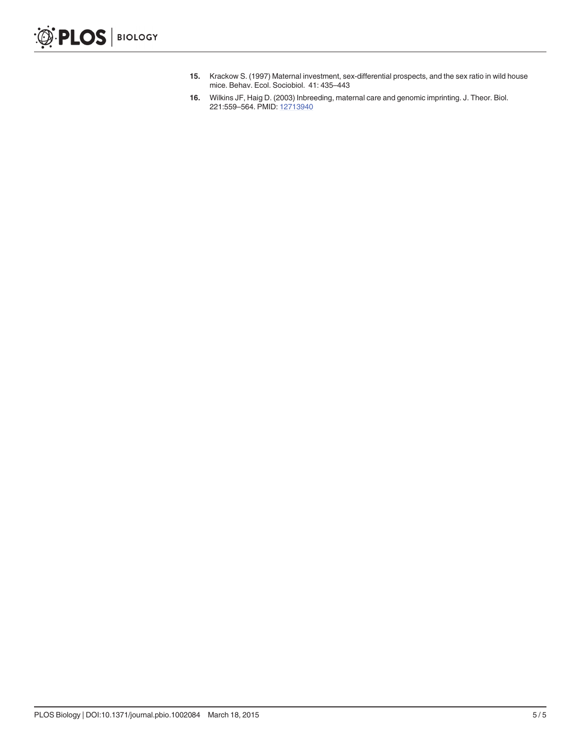15. Krackow S. (1997) Maternal investment, sex-differential prospects, and the sex ratio in wild house mice. Behav. Ecol. Sociobiol. 41: 435–443

16. Wilkins JF, Haig D. (2003) Inbreeding, maternal care and genomic imprinting. J. Theor. Biol. 221:559–564. PMID: 12713940